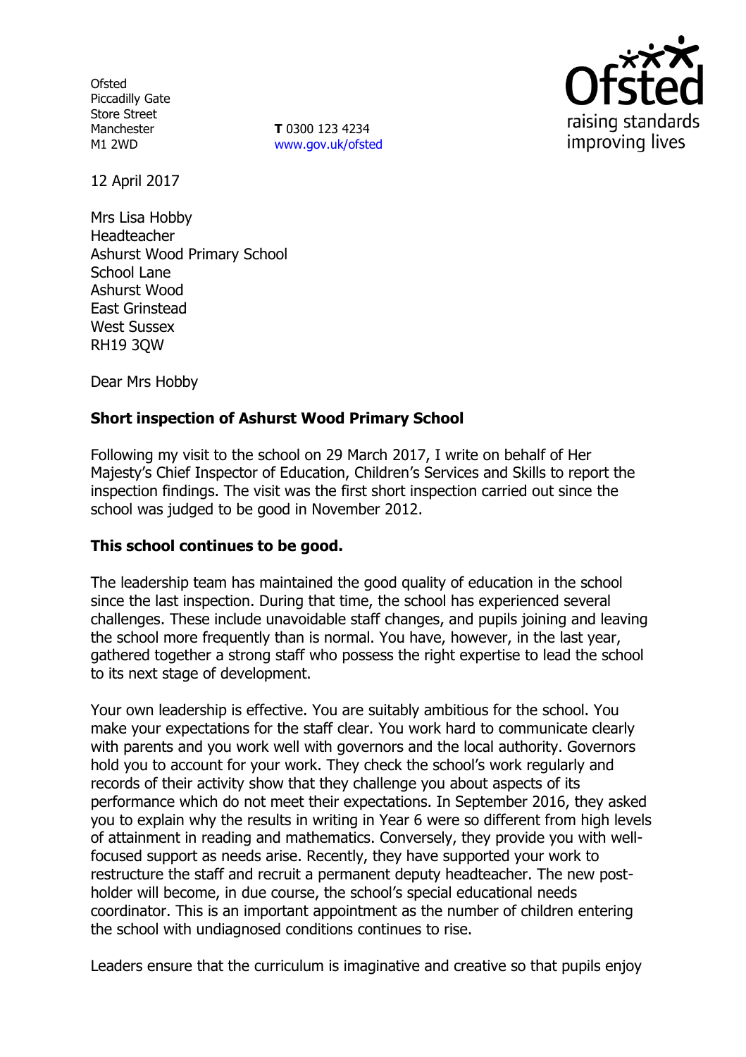Ofsted
Piccadilly Gate
Store Street
Manchester
M1 2WD

**T** 0300 123 4234
www.gov.uk/ofsted

12 April 2017

Mrs Lisa Hobby
Headteacher
Ashurst Wood Primary School
School Lane
Ashurst Wood
East Grinstead
West Sussex
RH19 3QW

Dear Mrs Hobby

**Short inspection of Ashurst Wood Primary School**

Following my visit to the school on 29 March 2017, I write on behalf of Her Majesty's Chief Inspector of Education, Children's Services and Skills to report the inspection findings. The visit was the first short inspection carried out since the school was judged to be good in November 2012.

**This school continues to be good.**

The leadership team has maintained the good quality of education in the school since the last inspection. During that time, the school has experienced several challenges. These include unavoidable staff changes, and pupils joining and leaving the school more frequently than is normal. You have, however, in the last year, gathered together a strong staff who possess the right expertise to lead the school to its next stage of development.

Your own leadership is effective. You are suitably ambitious for the school. You make your expectations for the staff clear. You work hard to communicate clearly with parents and you work well with governors and the local authority. Governors hold you to account for your work. They check the school's work regularly and records of their activity show that they challenge you about aspects of its performance which do not meet their expectations. In September 2016, they asked you to explain why the results in writing in Year 6 were so different from high levels of attainment in reading and mathematics. Conversely, they provide you with well-focused support as needs arise. Recently, they have supported your work to restructure the staff and recruit a permanent deputy headteacher. The new post-holder will become, in due course, the school's special educational needs coordinator. This is an important appointment as the number of children entering the school with undiagnosed conditions continues to rise.

Leaders ensure that the curriculum is imaginative and creative so that pupils enjoy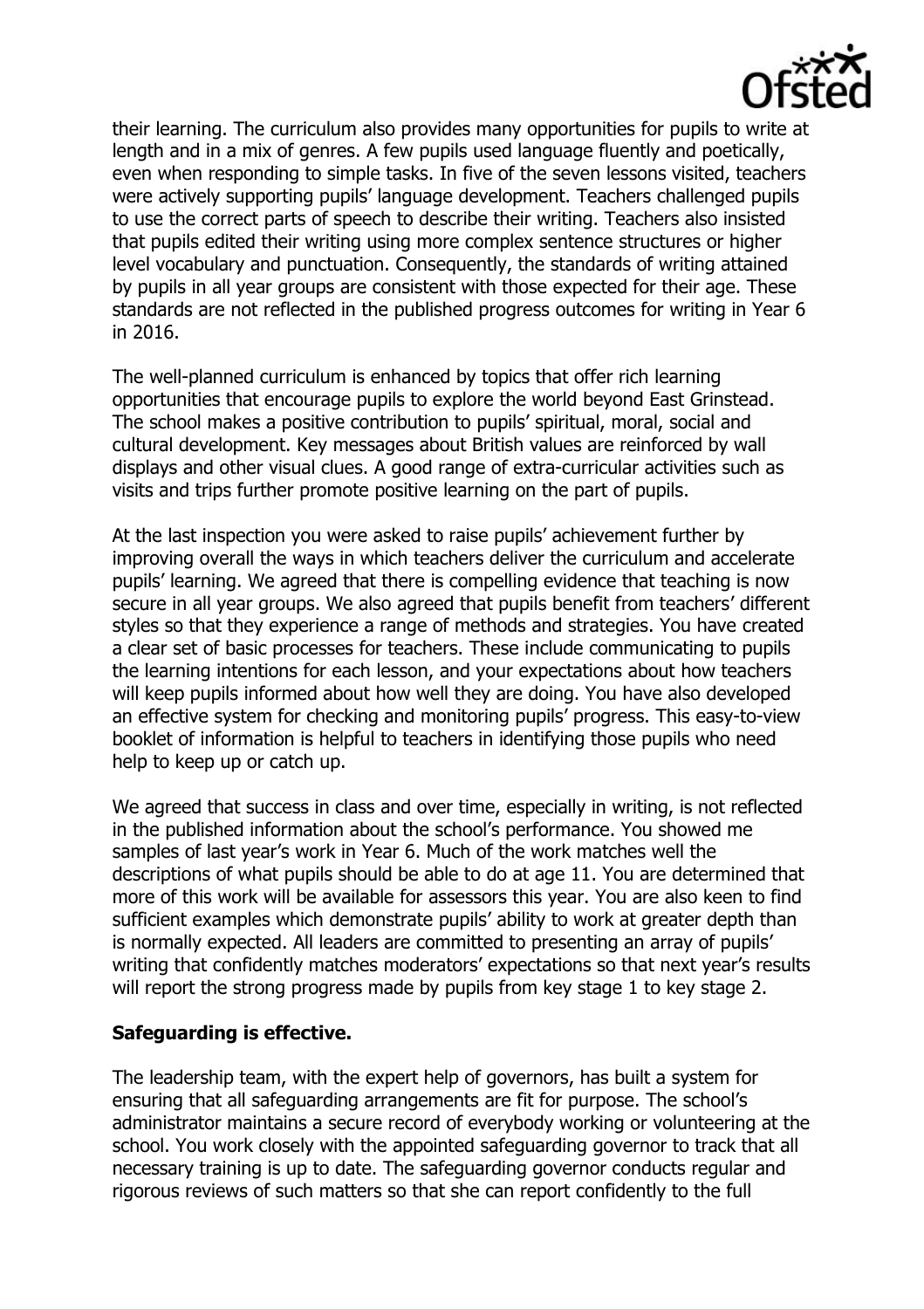their learning. The curriculum also provides many opportunities for pupils to write at length and in a mix of genres. A few pupils used language fluently and poetically, even when responding to simple tasks. In five of the seven lessons visited, teachers were actively supporting pupils' language development. Teachers challenged pupils to use the correct parts of speech to describe their writing. Teachers also insisted that pupils edited their writing using more complex sentence structures or higher level vocabulary and punctuation. Consequently, the standards of writing attained by pupils in all year groups are consistent with those expected for their age. These standards are not reflected in the published progress outcomes for writing in Year 6 in 2016.

The well-planned curriculum is enhanced by topics that offer rich learning opportunities that encourage pupils to explore the world beyond East Grinstead. The school makes a positive contribution to pupils' spiritual, moral, social and cultural development. Key messages about British values are reinforced by wall displays and other visual clues. A good range of extra-curricular activities such as visits and trips further promote positive learning on the part of pupils.

At the last inspection you were asked to raise pupils' achievement further by improving overall the ways in which teachers deliver the curriculum and accelerate pupils' learning. We agreed that there is compelling evidence that teaching is now secure in all year groups. We also agreed that pupils benefit from teachers' different styles so that they experience a range of methods and strategies. You have created a clear set of basic processes for teachers. These include communicating to pupils the learning intentions for each lesson, and your expectations about how teachers will keep pupils informed about how well they are doing. You have also developed an effective system for checking and monitoring pupils' progress. This easy-to-view booklet of information is helpful to teachers in identifying those pupils who need help to keep up or catch up.

We agreed that success in class and over time, especially in writing, is not reflected in the published information about the school's performance. You showed me samples of last year's work in Year 6. Much of the work matches well the descriptions of what pupils should be able to do at age 11. You are determined that more of this work will be available for assessors this year. You are also keen to find sufficient examples which demonstrate pupils' ability to work at greater depth than is normally expected. All leaders are committed to presenting an array of pupils' writing that confidently matches moderators' expectations so that next year's results will report the strong progress made by pupils from key stage 1 to key stage 2.

**Safeguarding is effective.**

The leadership team, with the expert help of governors, has built a system for ensuring that all safeguarding arrangements are fit for purpose. The school's administrator maintains a secure record of everybody working or volunteering at the school. You work closely with the appointed safeguarding governor to track that all necessary training is up to date. The safeguarding governor conducts regular and rigorous reviews of such matters so that she can report confidently to the full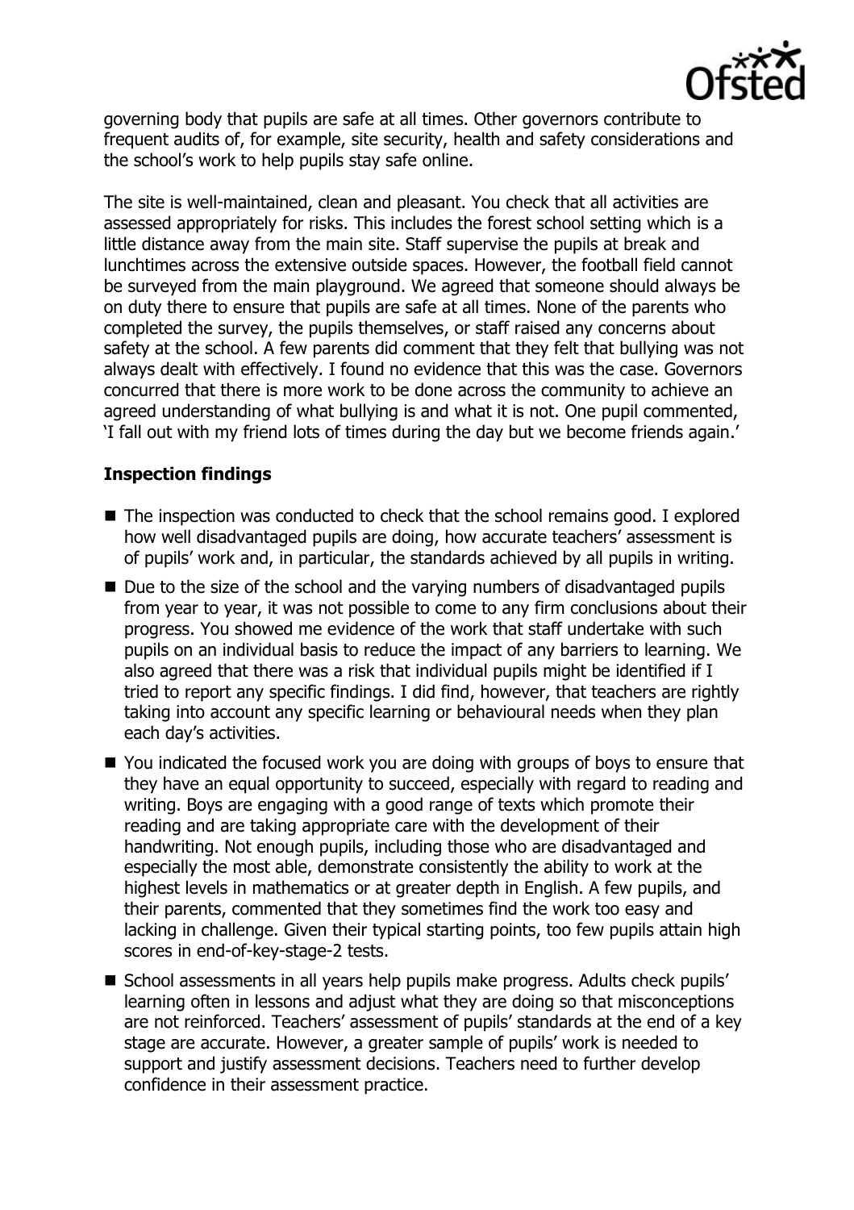governing body that pupils are safe at all times. Other governors contribute to frequent audits of, for example, site security, health and safety considerations and the school's work to help pupils stay safe online.

The site is well-maintained, clean and pleasant. You check that all activities are assessed appropriately for risks. This includes the forest school setting which is a little distance away from the main site. Staff supervise the pupils at break and lunchtimes across the extensive outside spaces. However, the football field cannot be surveyed from the main playground. We agreed that someone should always be on duty there to ensure that pupils are safe at all times. None of the parents who completed the survey, the pupils themselves, or staff raised any concerns about safety at the school. A few parents did comment that they felt that bullying was not always dealt with effectively. I found no evidence that this was the case. Governors concurred that there is more work to be done across the community to achieve an agreed understanding of what bullying is and what it is not. One pupil commented, 'I fall out with my friend lots of times during the day but we become friends again.'

## Inspection findings

- The inspection was conducted to check that the school remains good. I explored how well disadvantaged pupils are doing, how accurate teachers' assessment is of pupils' work and, in particular, the standards achieved by all pupils in writing.
- Due to the size of the school and the varying numbers of disadvantaged pupils from year to year, it was not possible to come to any firm conclusions about their progress. You showed me evidence of the work that staff undertake with such pupils on an individual basis to reduce the impact of any barriers to learning. We also agreed that there was a risk that individual pupils might be identified if I tried to report any specific findings. I did find, however, that teachers are rightly taking into account any specific learning or behavioural needs when they plan each day's activities.
- You indicated the focused work you are doing with groups of boys to ensure that they have an equal opportunity to succeed, especially with regard to reading and writing. Boys are engaging with a good range of texts which promote their reading and are taking appropriate care with the development of their handwriting. Not enough pupils, including those who are disadvantaged and especially the most able, demonstrate consistently the ability to work at the highest levels in mathematics or at greater depth in English. A few pupils, and their parents, commented that they sometimes find the work too easy and lacking in challenge. Given their typical starting points, too few pupils attain high scores in end-of-key-stage-2 tests.
- School assessments in all years help pupils make progress. Adults check pupils' learning often in lessons and adjust what they are doing so that misconceptions are not reinforced. Teachers' assessment of pupils' standards at the end of a key stage are accurate. However, a greater sample of pupils' work is needed to support and justify assessment decisions. Teachers need to further develop confidence in their assessment practice.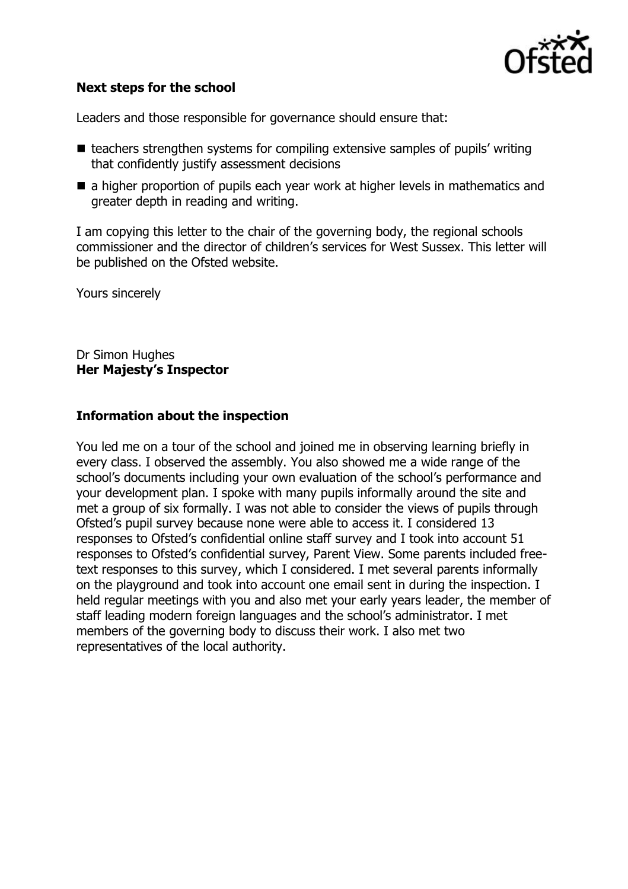**Next steps for the school**

Leaders and those responsible for governance should ensure that:

- teachers strengthen systems for compiling extensive samples of pupils' writing that confidently justify assessment decisions
- a higher proportion of pupils each year work at higher levels in mathematics and greater depth in reading and writing.

I am copying this letter to the chair of the governing body, the regional schools commissioner and the director of children's services for West Sussex. This letter will be published on the Ofsted website.

Yours sincerely

Dr Simon Hughes
**Her Majesty's Inspector**

**Information about the inspection**

You led me on a tour of the school and joined me in observing learning briefly in every class. I observed the assembly. You also showed me a wide range of the school's documents including your own evaluation of the school's performance and your development plan. I spoke with many pupils informally around the site and met a group of six formally. I was not able to consider the views of pupils through Ofsted's pupil survey because none were able to access it. I considered 13 responses to Ofsted's confidential online staff survey and I took into account 51 responses to Ofsted's confidential survey, Parent View. Some parents included free-text responses to this survey, which I considered. I met several parents informally on the playground and took into account one email sent in during the inspection. I held regular meetings with you and also met your early years leader, the member of staff leading modern foreign languages and the school's administrator. I met members of the governing body to discuss their work. I also met two representatives of the local authority.